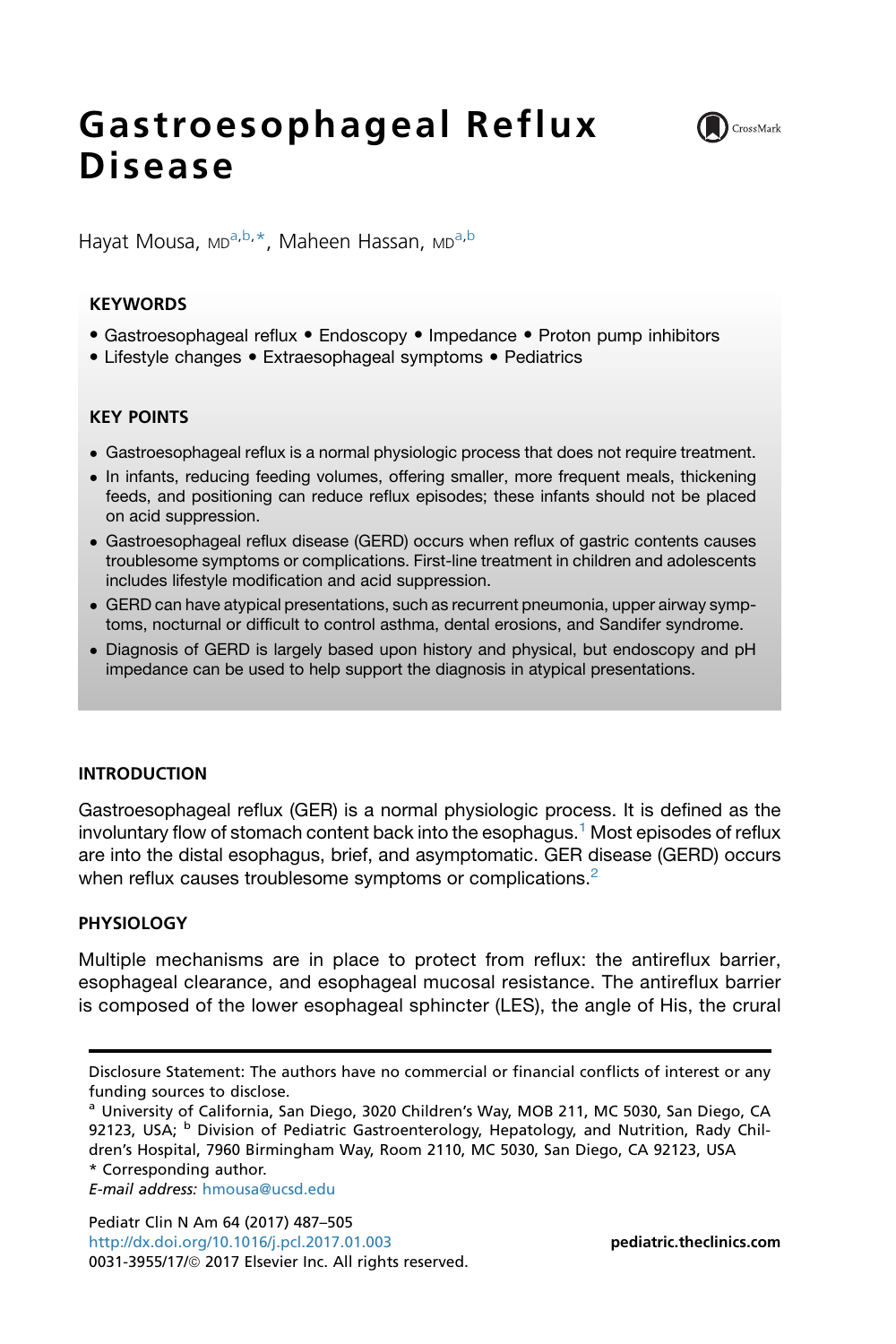# Gastroesophageal Reflux Disease

Hayat Mousa, MD[a,b,*], Maheen Hassan, MD[a,b]

**KEYWORDS**

- Gastroesophageal reflux • Endoscopy • Impedance • Proton pump inhibitors
- Lifestyle changes • Extraesophageal symptoms • Pediatrics

**KEY POINTS**

- Gastroesophageal reflux is a normal physiologic process that does not require treatment.
- In infants, reducing feeding volumes, offering smaller, more frequent meals, thickening feeds, and positioning can reduce reflux episodes; these infants should not be placed on acid suppression.
- Gastroesophageal reflux disease (GERD) occurs when reflux of gastric contents causes troublesome symptoms or complications. First-line treatment in children and adolescents includes lifestyle modification and acid suppression.
- GERD can have atypical presentations, such as recurrent pneumonia, upper airway symptoms, nocturnal or difficult to control asthma, dental erosions, and Sandifer syndrome.
- Diagnosis of GERD is largely based upon history and physical, but endoscopy and pH impedance can be used to help support the diagnosis in atypical presentations.

## INTRODUCTION

Gastroesophageal reflux (GER) is a normal physiologic process. It is defined as the involuntary flow of stomach content back into the esophagus.[1] Most episodes of reflux are into the distal esophagus, brief, and asymptomatic. GER disease (GERD) occurs when reflux causes troublesome symptoms or complications.[2]

## PHYSIOLOGY

Multiple mechanisms are in place to protect from reflux: the antireflux barrier, esophageal clearance, and esophageal mucosal resistance. The antireflux barrier is composed of the lower esophageal sphincter (LES), the angle of His, the crural

---

Disclosure Statement: The authors have no commercial or financial conflicts of interest or any funding sources to disclose.

[a] University of California, San Diego, 3020 Children's Way, MOB 211, MC 5030, San Diego, CA 92123, USA; [b] Division of Pediatric Gastroenterology, Hepatology, and Nutrition, Rady Children's Hospital, 7960 Birmingham Way, Room 2110, MC 5030, San Diego, CA 92123, USA

\* Corresponding author.

*E-mail address:* hmousa@ucsd.edu

Pediatr Clin N Am 64 (2017) 487–505
http://dx.doi.org/10.1016/j.pcl.2017.01.003
0031-3955/17/© 2017 Elsevier Inc. All rights reserved.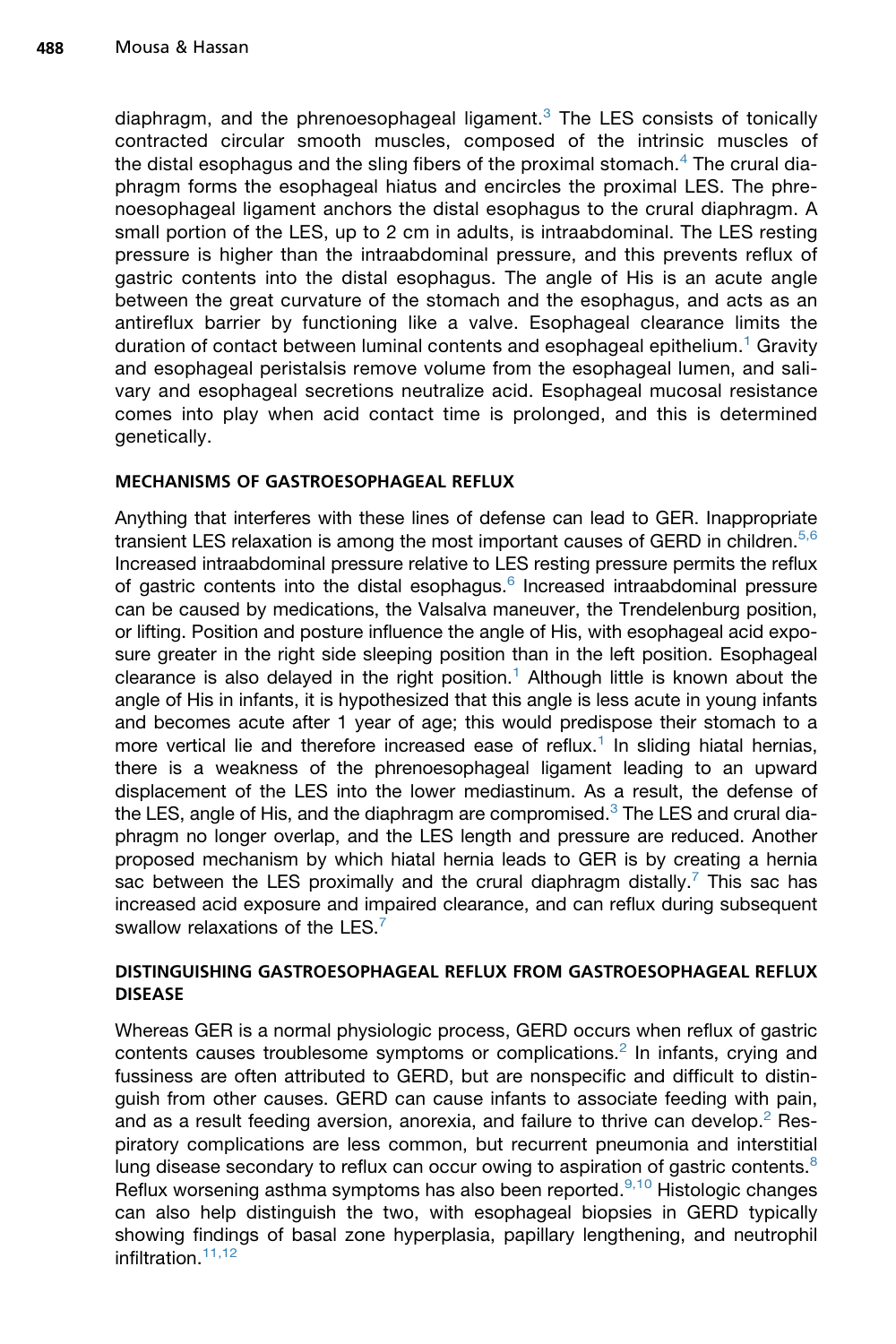diaphragm, and the phrenoesophageal ligament.[3] The LES consists of tonically contracted circular smooth muscles, composed of the intrinsic muscles of the distal esophagus and the sling fibers of the proximal stomach.[4] The crural diaphragm forms the esophageal hiatus and encircles the proximal LES. The phrenoesophageal ligament anchors the distal esophagus to the crural diaphragm. A small portion of the LES, up to 2 cm in adults, is intraabdominal. The LES resting pressure is higher than the intraabdominal pressure, and this prevents reflux of gastric contents into the distal esophagus. The angle of His is an acute angle between the great curvature of the stomach and the esophagus, and acts as an antireflux barrier by functioning like a valve. Esophageal clearance limits the duration of contact between luminal contents and esophageal epithelium.[1] Gravity and esophageal peristalsis remove volume from the esophageal lumen, and salivary and esophageal secretions neutralize acid. Esophageal mucosal resistance comes into play when acid contact time is prolonged, and this is determined genetically.

## MECHANISMS OF GASTROESOPHAGEAL REFLUX

Anything that interferes with these lines of defense can lead to GER. Inappropriate transient LES relaxation is among the most important causes of GERD in children.[5,6] Increased intraabdominal pressure relative to LES resting pressure permits the reflux of gastric contents into the distal esophagus.[6] Increased intraabdominal pressure can be caused by medications, the Valsalva maneuver, the Trendelenburg position, or lifting. Position and posture influence the angle of His, with esophageal acid exposure greater in the right side sleeping position than in the left position. Esophageal clearance is also delayed in the right position.[1] Although little is known about the angle of His in infants, it is hypothesized that this angle is less acute in young infants and becomes acute after 1 year of age; this would predispose their stomach to a more vertical lie and therefore increased ease of reflux.[1] In sliding hiatal hernias, there is a weakness of the phrenoesophageal ligament leading to an upward displacement of the LES into the lower mediastinum. As a result, the defense of the LES, angle of His, and the diaphragm are compromised.[3] The LES and crural diaphragm no longer overlap, and the LES length and pressure are reduced. Another proposed mechanism by which hiatal hernia leads to GER is by creating a hernia sac between the LES proximally and the crural diaphragm distally.[7] This sac has increased acid exposure and impaired clearance, and can reflux during subsequent swallow relaxations of the LES.[7]

## DISTINGUISHING GASTROESOPHAGEAL REFLUX FROM GASTROESOPHAGEAL REFLUX DISEASE

Whereas GER is a normal physiologic process, GERD occurs when reflux of gastric contents causes troublesome symptoms or complications.[2] In infants, crying and fussiness are often attributed to GERD, but are nonspecific and difficult to distinguish from other causes. GERD can cause infants to associate feeding with pain, and as a result feeding aversion, anorexia, and failure to thrive can develop.[2] Respiratory complications are less common, but recurrent pneumonia and interstitial lung disease secondary to reflux can occur owing to aspiration of gastric contents.[8] Reflux worsening asthma symptoms has also been reported.[9,10] Histologic changes can also help distinguish the two, with esophageal biopsies in GERD typically showing findings of basal zone hyperplasia, papillary lengthening, and neutrophil infiltration.[11,12]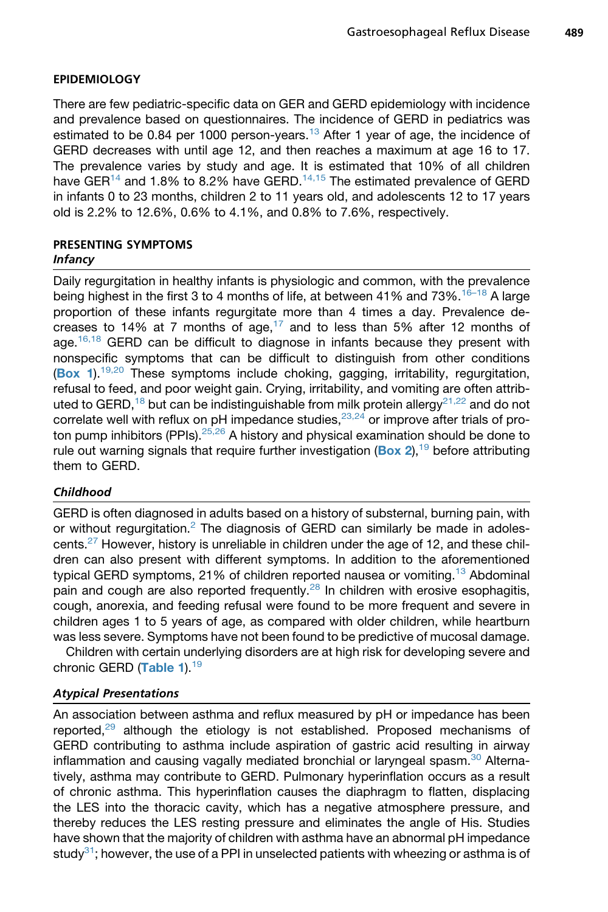## EPIDEMIOLOGY

There are few pediatric-specific data on GER and GERD epidemiology with incidence and prevalence based on questionnaires. The incidence of GERD in pediatrics was estimated to be 0.84 per 1000 person-years.[13] After 1 year of age, the incidence of GERD decreases with until age 12, and then reaches a maximum at age 16 to 17. The prevalence varies by study and age. It is estimated that 10% of all children have GER[14] and 1.8% to 8.2% have GERD.[14,15] The estimated prevalence of GERD in infants 0 to 23 months, children 2 to 11 years old, and adolescents 12 to 17 years old is 2.2% to 12.6%, 0.6% to 4.1%, and 0.8% to 7.6%, respectively.

## PRESENTING SYMPTOMS

### *Infancy*

Daily regurgitation in healthy infants is physiologic and common, with the prevalence being highest in the first 3 to 4 months of life, at between 41% and 73%.[16–18] A large proportion of these infants regurgitate more than 4 times a day. Prevalence decreases to 14% at 7 months of age,[17] and to less than 5% after 12 months of age.[16,18] GERD can be difficult to diagnose in infants because they present with nonspecific symptoms that can be difficult to distinguish from other conditions (**Box 1**).[19,20] These symptoms include choking, gagging, irritability, regurgitation, refusal to feed, and poor weight gain. Crying, irritability, and vomiting are often attributed to GERD,[18] but can be indistinguishable from milk protein allergy[21,22] and do not correlate well with reflux on pH impedance studies,[23,24] or improve after trials of proton pump inhibitors (PPIs).[25,26] A history and physical examination should be done to rule out warning signals that require further investigation (**Box 2**),[19] before attributing them to GERD.

### *Childhood*

GERD is often diagnosed in adults based on a history of substernal, burning pain, with or without regurgitation.[2] The diagnosis of GERD can similarly be made in adolescents.[27] However, history is unreliable in children under the age of 12, and these children can also present with different symptoms. In addition to the aforementioned typical GERD symptoms, 21% of children reported nausea or vomiting.[13] Abdominal pain and cough are also reported frequently.[28] In children with erosive esophagitis, cough, anorexia, and feeding refusal were found to be more frequent and severe in children ages 1 to 5 years of age, as compared with older children, while heartburn was less severe. Symptoms have not been found to be predictive of mucosal damage.

Children with certain underlying disorders are at high risk for developing severe and chronic GERD (**Table 1**).[19]

### *Atypical Presentations*

An association between asthma and reflux measured by pH or impedance has been reported,[29] although the etiology is not established. Proposed mechanisms of GERD contributing to asthma include aspiration of gastric acid resulting in airway inflammation and causing vagally mediated bronchial or laryngeal spasm.[30] Alternatively, asthma may contribute to GERD. Pulmonary hyperinflation occurs as a result of chronic asthma. This hyperinflation causes the diaphragm to flatten, displacing the LES into the thoracic cavity, which has a negative atmosphere pressure, and thereby reduces the LES resting pressure and eliminates the angle of His. Studies have shown that the majority of children with asthma have an abnormal pH impedance study[31]; however, the use of a PPI in unselected patients with wheezing or asthma is of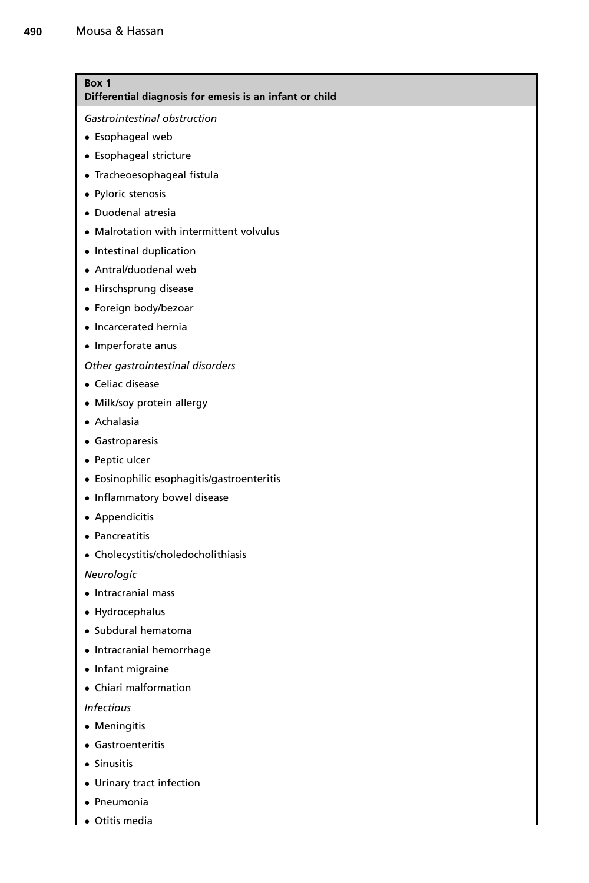**Box 1**
**Differential diagnosis for emesis is an infant or child**

*Gastrointestinal obstruction*

- Esophageal web
- Esophageal stricture
- Tracheoesophageal fistula
- Pyloric stenosis
- Duodenal atresia
- Malrotation with intermittent volvulus
- Intestinal duplication
- Antral/duodenal web
- Hirschsprung disease
- Foreign body/bezoar
- Incarcerated hernia
- Imperforate anus

*Other gastrointestinal disorders*

- Celiac disease
- Milk/soy protein allergy
- Achalasia
- Gastroparesis
- Peptic ulcer
- Eosinophilic esophagitis/gastroenteritis
- Inflammatory bowel disease
- Appendicitis
- Pancreatitis
- Cholecystitis/choledocholithiasis

*Neurologic*

- Intracranial mass
- Hydrocephalus
- Subdural hematoma
- Intracranial hemorrhage
- Infant migraine
- Chiari malformation

*Infectious*

- Meningitis
- Gastroenteritis
- Sinusitis
- Urinary tract infection
- Pneumonia
- Otitis media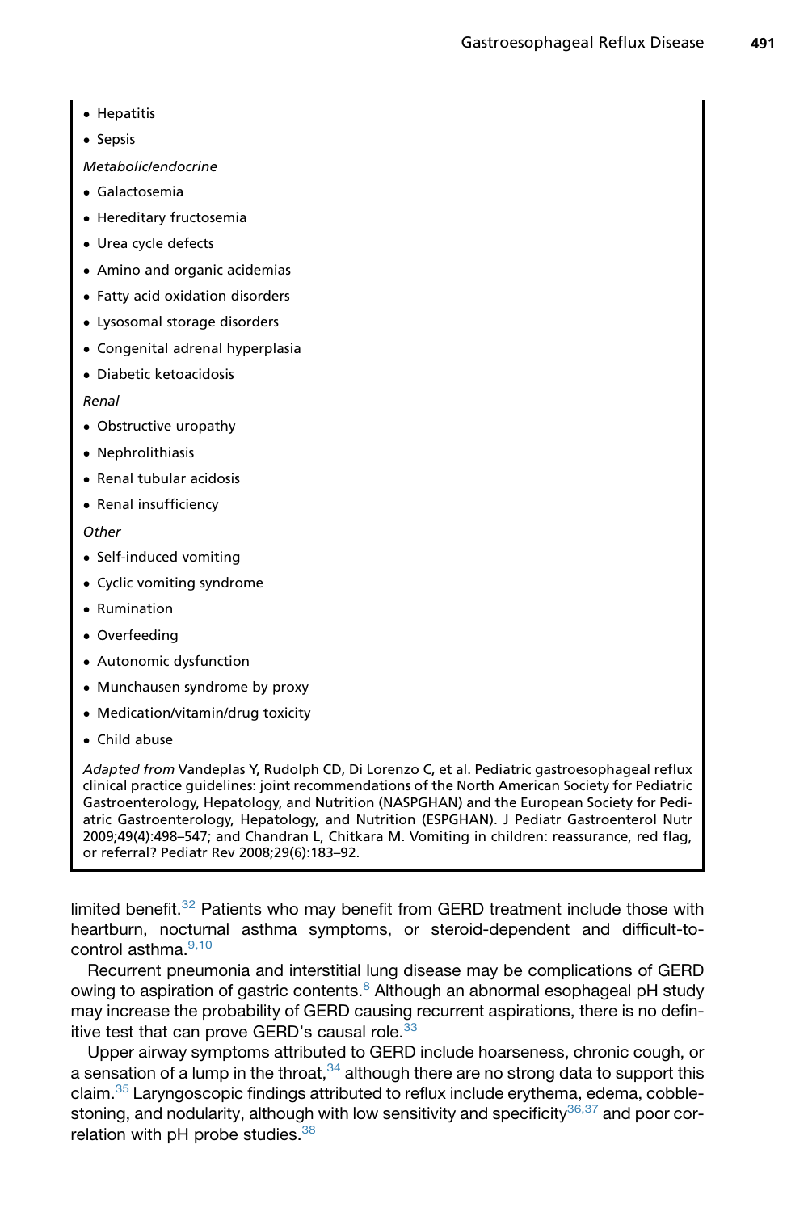- Hepatitis
- Sepsis

*Metabolic/endocrine*

- Galactosemia
- Hereditary fructosemia
- Urea cycle defects
- Amino and organic acidemias
- Fatty acid oxidation disorders
- Lysosomal storage disorders
- Congenital adrenal hyperplasia
- Diabetic ketoacidosis

*Renal*

- Obstructive uropathy
- Nephrolithiasis
- Renal tubular acidosis
- Renal insufficiency

*Other*

- Self-induced vomiting
- Cyclic vomiting syndrome
- Rumination
- Overfeeding
- Autonomic dysfunction
- Munchausen syndrome by proxy
- Medication/vitamin/drug toxicity
- Child abuse

*Adapted from* Vandeplas Y, Rudolph CD, Di Lorenzo C, et al. Pediatric gastroesophageal reflux clinical practice guidelines: joint recommendations of the North American Society for Pediatric Gastroenterology, Hepatology, and Nutrition (NASPGHAN) and the European Society for Pediatric Gastroenterology, Hepatology, and Nutrition (ESPGHAN). J Pediatr Gastroenterol Nutr 2009;49(4):498–547; and Chandran L, Chitkara M. Vomiting in children: reassurance, red flag, or referral? Pediatr Rev 2008;29(6):183–92.

limited benefit.[32] Patients who may benefit from GERD treatment include those with heartburn, nocturnal asthma symptoms, or steroid-dependent and difficult-to-control asthma.[9,10]

Recurrent pneumonia and interstitial lung disease may be complications of GERD owing to aspiration of gastric contents.[8] Although an abnormal esophageal pH study may increase the probability of GERD causing recurrent aspirations, there is no definitive test that can prove GERD's causal role.[33]

Upper airway symptoms attributed to GERD include hoarseness, chronic cough, or a sensation of a lump in the throat,[34] although there are no strong data to support this claim.[35] Laryngoscopic findings attributed to reflux include erythema, edema, cobblestoning, and nodularity, although with low sensitivity and specificity[36,37] and poor correlation with pH probe studies.[38]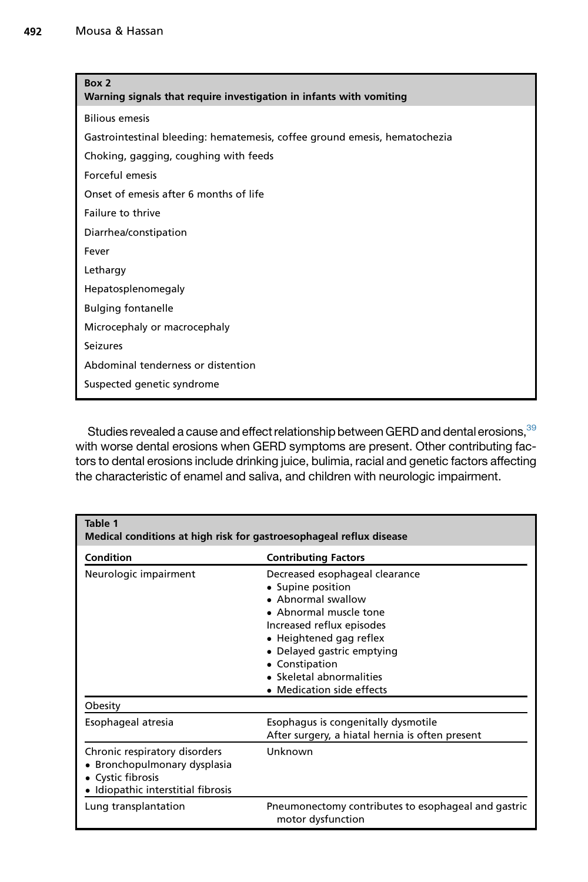**Box 2**
**Warning signals that require investigation in infants with vomiting**

Bilious emesis

Gastrointestinal bleeding: hematemesis, coffee ground emesis, hematochezia

Choking, gagging, coughing with feeds

Forceful emesis

Onset of emesis after 6 months of life

Failure to thrive

Diarrhea/constipation

Fever

Lethargy

Hepatosplenomegaly

Bulging fontanelle

Microcephaly or macrocephaly

Seizures

Abdominal tenderness or distention

Suspected genetic syndrome

Studies revealed a cause and effect relationship between GERD and dental erosions,[39] with worse dental erosions when GERD symptoms are present. Other contributing factors to dental erosions include drinking juice, bulimia, racial and genetic factors affecting the characteristic of enamel and saliva, and children with neurologic impairment.

**Table 1**
**Medical conditions at high risk for gastroesophageal reflux disease**

| Condition | Contributing Factors |
|---|---|
| Neurologic impairment | Decreased esophageal clearance<br>• Supine position<br>• Abnormal swallow<br>• Abnormal muscle tone<br>Increased reflux episodes<br>• Heightened gag reflex<br>• Delayed gastric emptying<br>• Constipation<br>• Skeletal abnormalities<br>• Medication side effects |
| Obesity | |
| Esophageal atresia | Esophagus is congenitally dysmotile<br>After surgery, a hiatal hernia is often present |
| Chronic respiratory disorders<br>• Bronchopulmonary dysplasia<br>• Cystic fibrosis<br>• Idiopathic interstitial fibrosis | Unknown |
| Lung transplantation | Pneumonectomy contributes to esophageal and gastric motor dysfunction |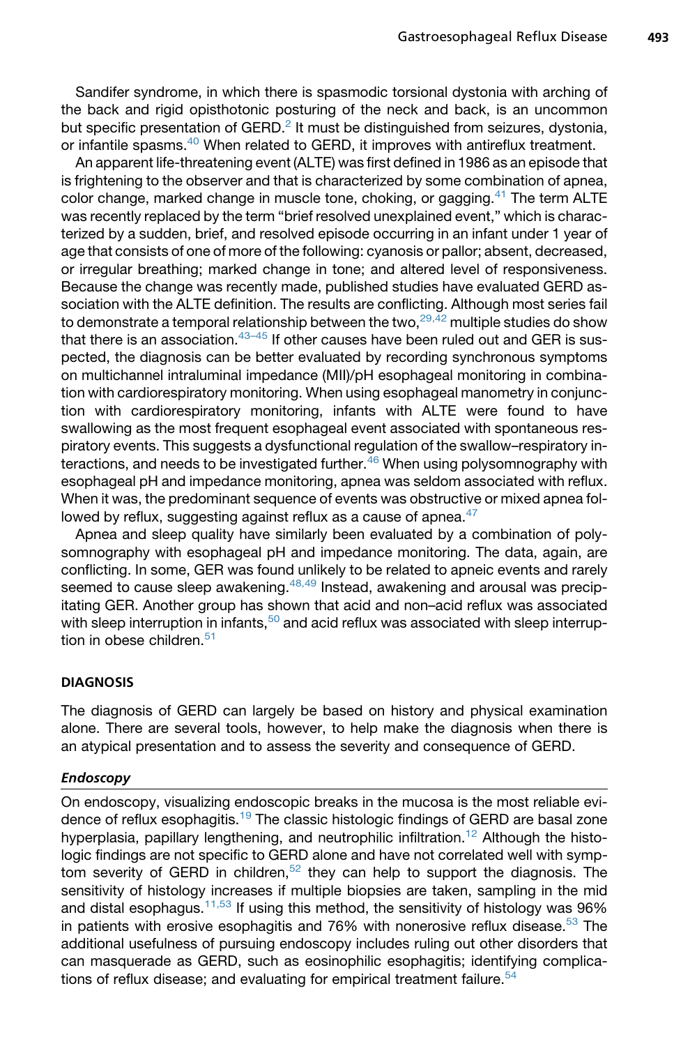Sandifer syndrome, in which there is spasmodic torsional dystonia with arching of the back and rigid opisthotonic posturing of the neck and back, is an uncommon but specific presentation of GERD.[2] It must be distinguished from seizures, dystonia, or infantile spasms.[40] When related to GERD, it improves with antireflux treatment.

An apparent life-threatening event (ALTE) was first defined in 1986 as an episode that is frightening to the observer and that is characterized by some combination of apnea, color change, marked change in muscle tone, choking, or gagging.[41] The term ALTE was recently replaced by the term "brief resolved unexplained event," which is characterized by a sudden, brief, and resolved episode occurring in an infant under 1 year of age that consists of one of more of the following: cyanosis or pallor; absent, decreased, or irregular breathing; marked change in tone; and altered level of responsiveness. Because the change was recently made, published studies have evaluated GERD association with the ALTE definition. The results are conflicting. Although most series fail to demonstrate a temporal relationship between the two,[29,42] multiple studies do show that there is an association.[43–45] If other causes have been ruled out and GER is suspected, the diagnosis can be better evaluated by recording synchronous symptoms on multichannel intraluminal impedance (MII)/pH esophageal monitoring in combination with cardiorespiratory monitoring. When using esophageal manometry in conjunction with cardiorespiratory monitoring, infants with ALTE were found to have swallowing as the most frequent esophageal event associated with spontaneous respiratory events. This suggests a dysfunctional regulation of the swallow–respiratory interactions, and needs to be investigated further.[46] When using polysomnography with esophageal pH and impedance monitoring, apnea was seldom associated with reflux. When it was, the predominant sequence of events was obstructive or mixed apnea followed by reflux, suggesting against reflux as a cause of apnea.[47]

Apnea and sleep quality have similarly been evaluated by a combination of polysomnography with esophageal pH and impedance monitoring. The data, again, are conflicting. In some, GER was found unlikely to be related to apneic events and rarely seemed to cause sleep awakening.[48,49] Instead, awakening and arousal was precipitating GER. Another group has shown that acid and non–acid reflux was associated with sleep interruption in infants,[50] and acid reflux was associated with sleep interruption in obese children.[51]

## DIAGNOSIS

The diagnosis of GERD can largely be based on history and physical examination alone. There are several tools, however, to help make the diagnosis when there is an atypical presentation and to assess the severity and consequence of GERD.

### *Endoscopy*

On endoscopy, visualizing endoscopic breaks in the mucosa is the most reliable evidence of reflux esophagitis.[19] The classic histologic findings of GERD are basal zone hyperplasia, papillary lengthening, and neutrophilic infiltration.[12] Although the histologic findings are not specific to GERD alone and have not correlated well with symptom severity of GERD in children,[52] they can help to support the diagnosis. The sensitivity of histology increases if multiple biopsies are taken, sampling in the mid and distal esophagus.[11,53] If using this method, the sensitivity of histology was 96% in patients with erosive esophagitis and 76% with nonerosive reflux disease.[53] The additional usefulness of pursuing endoscopy includes ruling out other disorders that can masquerade as GERD, such as eosinophilic esophagitis; identifying complications of reflux disease; and evaluating for empirical treatment failure.[54]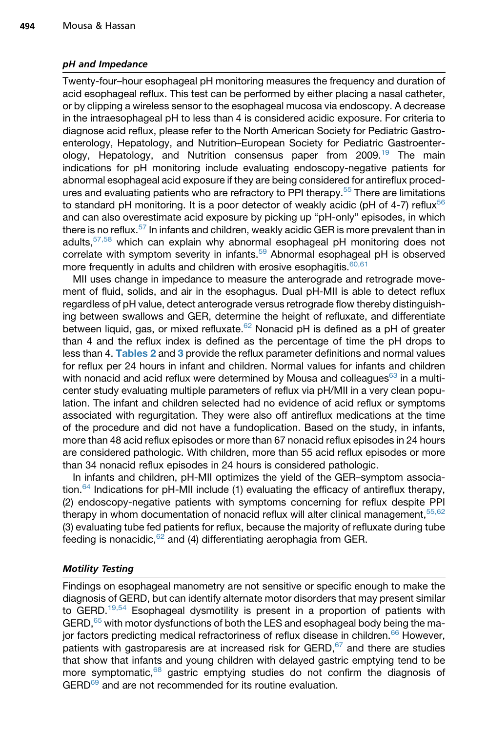### *pH and Impedance*

Twenty-four–hour esophageal pH monitoring measures the frequency and duration of acid esophageal reflux. This test can be performed by either placing a nasal catheter, or by clipping a wireless sensor to the esophageal mucosa via endoscopy. A decrease in the intraesophageal pH to less than 4 is considered acidic exposure. For criteria to diagnose acid reflux, please refer to the North American Society for Pediatric Gastroenterology, Hepatology, and Nutrition–European Society for Pediatric Gastroenterology, Hepatology, and Nutrition consensus paper from 2009.[19] The main indications for pH monitoring include evaluating endoscopy-negative patients for abnormal esophageal acid exposure if they are being considered for antireflux procedures and evaluating patients who are refractory to PPI therapy.[55] There are limitations to standard pH monitoring. It is a poor detector of weakly acidic (pH of 4-7) reflux[56] and can also overestimate acid exposure by picking up "pH-only" episodes, in which there is no reflux.[57] In infants and children, weakly acidic GER is more prevalent than in adults,[57,58] which can explain why abnormal esophageal pH monitoring does not correlate with symptom severity in infants.[59] Abnormal esophageal pH is observed more frequently in adults and children with erosive esophagitis.[60,61]

MII uses change in impedance to measure the anterograde and retrograde movement of fluid, solids, and air in the esophagus. Dual pH-MII is able to detect reflux regardless of pH value, detect anterograde versus retrograde flow thereby distinguishing between swallows and GER, determine the height of refluxate, and differentiate between liquid, gas, or mixed refluxate.[62] Nonacid pH is defined as a pH of greater than 4 and the reflux index is defined as the percentage of time the pH drops to less than 4. **Tables 2** and **3** provide the reflux parameter definitions and normal values for reflux per 24 hours in infant and children. Normal values for infants and children with nonacid and acid reflux were determined by Mousa and colleagues[63] in a multicenter study evaluating multiple parameters of reflux via pH/MII in a very clean population. The infant and children selected had no evidence of acid reflux or symptoms associated with regurgitation. They were also off antireflux medications at the time of the procedure and did not have a fundoplication. Based on the study, in infants, more than 48 acid reflux episodes or more than 67 nonacid reflux episodes in 24 hours are considered pathologic. With children, more than 55 acid reflux episodes or more than 34 nonacid reflux episodes in 24 hours is considered pathologic.

In infants and children, pH-MII optimizes the yield of the GER–symptom association.[64] Indications for pH-MII include (1) evaluating the efficacy of antireflux therapy, (2) endoscopy-negative patients with symptoms concerning for reflux despite PPI therapy in whom documentation of nonacid reflux will alter clinical management,[55,62] (3) evaluating tube fed patients for reflux, because the majority of refluxate during tube feeding is nonacidic,[62] and (4) differentiating aerophagia from GER.

### *Motility Testing*

Findings on esophageal manometry are not sensitive or specific enough to make the diagnosis of GERD, but can identify alternate motor disorders that may present similar to GERD.[19,54] Esophageal dysmotility is present in a proportion of patients with GERD,[65] with motor dysfunctions of both the LES and esophageal body being the major factors predicting medical refractoriness of reflux disease in children.[66] However, patients with gastroparesis are at increased risk for GERD,[67] and there are studies that show that infants and young children with delayed gastric emptying tend to be more symptomatic,[68] gastric emptying studies do not confirm the diagnosis of GERD[69] and are not recommended for its routine evaluation.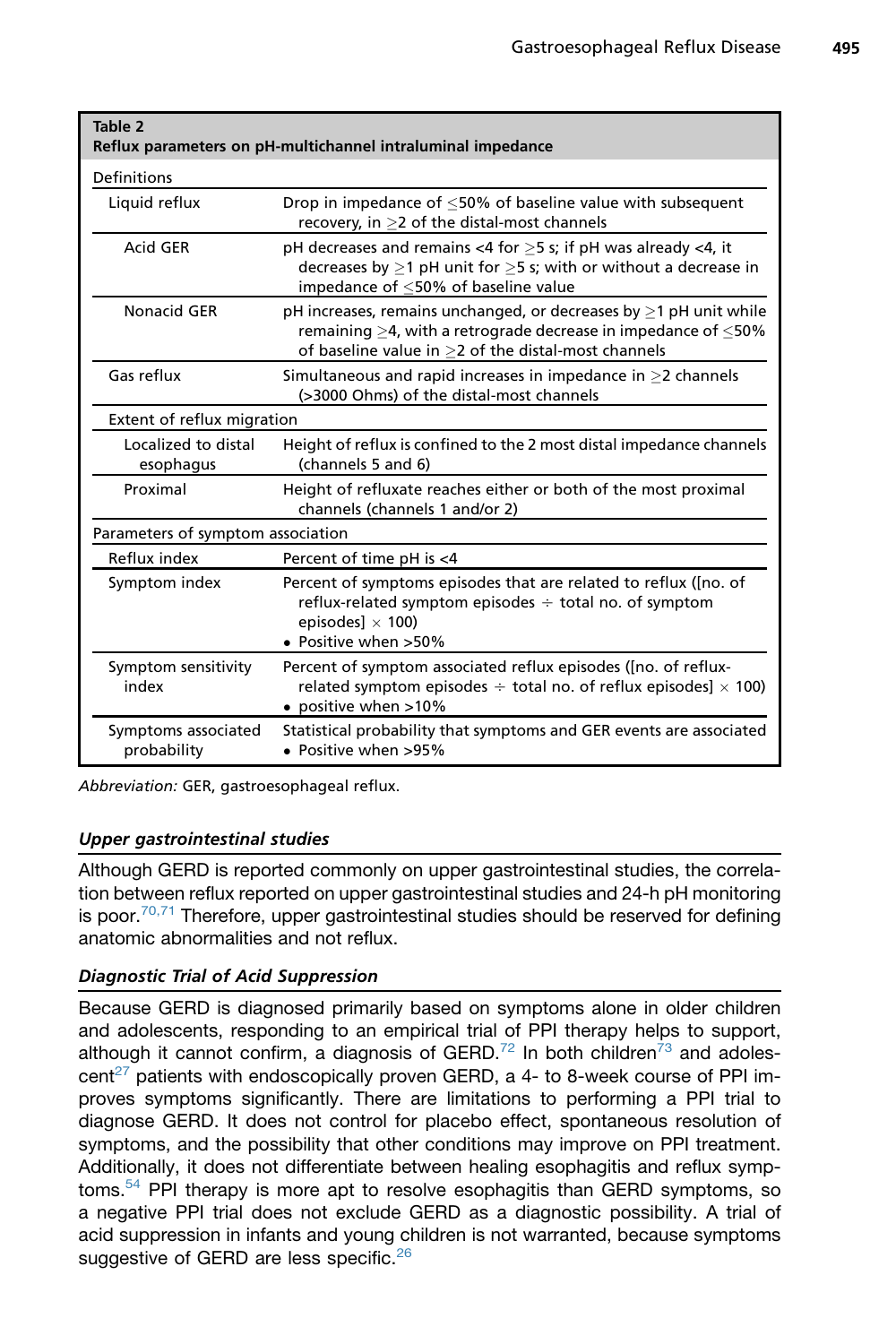**Table 2**
**Reflux parameters on pH-multichannel intraluminal impedance**

| | |
|---|---|
| **Definitions** | |
| Liquid reflux | Drop in impedance of $\leq$50% of baseline value with subsequent recovery, in $\geq$2 of the distal-most channels |
| Acid GER | pH decreases and remains <4 for $\geq$5 s; if pH was already <4, it decreases by $\geq$1 pH unit for $\geq$5 s; with or without a decrease in impedance of $\leq$50% of baseline value |
| Nonacid GER | pH increases, remains unchanged, or decreases by $\geq$1 pH unit while remaining $\geq$4, with a retrograde decrease in impedance of $\leq$50% of baseline value in $\geq$2 of the distal-most channels |
| Gas reflux | Simultaneous and rapid increases in impedance in $\geq$2 channels (>3000 Ohms) of the distal-most channels |
| **Extent of reflux migration** | |
| Localized to distal esophagus | Height of reflux is confined to the 2 most distal impedance channels (channels 5 and 6) |
| Proximal | Height of refluxate reaches either or both of the most proximal channels (channels 1 and/or 2) |
| **Parameters of symptom association** | |
| Reflux index | Percent of time pH is <4 |
| Symptom index | Percent of symptoms episodes that are related to reflux ([no. of reflux-related symptom episodes ÷ total no. of symptom episodes] × 100)<br>• Positive when >50% |
| Symptom sensitivity index | Percent of symptom associated reflux episodes ([no. of reflux-related symptom episodes ÷ total no. of reflux episodes] × 100)<br>• positive when >10% |
| Symptoms associated probability | Statistical probability that symptoms and GER events are associated<br>• Positive when >95% |

*Abbreviation:* GER, gastroesophageal reflux.

### *Upper gastrointestinal studies*

Although GERD is reported commonly on upper gastrointestinal studies, the correlation between reflux reported on upper gastrointestinal studies and 24-h pH monitoring is poor.[70,71] Therefore, upper gastrointestinal studies should be reserved for defining anatomic abnormalities and not reflux.

### *Diagnostic Trial of Acid Suppression*

Because GERD is diagnosed primarily based on symptoms alone in older children and adolescents, responding to an empirical trial of PPI therapy helps to support, although it cannot confirm, a diagnosis of GERD.[72] In both children[73] and adolescent[27] patients with endoscopically proven GERD, a 4- to 8-week course of PPI improves symptoms significantly. There are limitations to performing a PPI trial to diagnose GERD. It does not control for placebo effect, spontaneous resolution of symptoms, and the possibility that other conditions may improve on PPI treatment. Additionally, it does not differentiate between healing esophagitis and reflux symptoms.[54] PPI therapy is more apt to resolve esophagitis than GERD symptoms, so a negative PPI trial does not exclude GERD as a diagnostic possibility. A trial of acid suppression in infants and young children is not warranted, because symptoms suggestive of GERD are less specific.[26]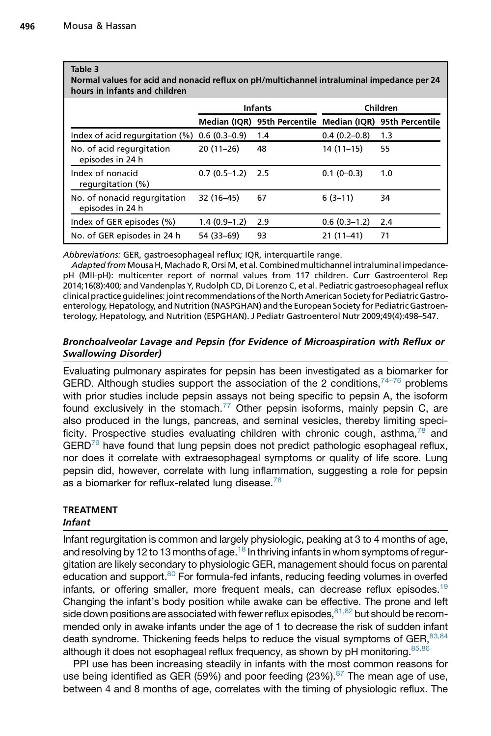**Table 3**
**Normal values for acid and nonacid reflux on pH/multichannel intraluminal impedance per 24 hours in infants and children**

| | Infants | | Children | |
|---|---|---|---|---|
| | Median (IQR) | 95th Percentile | Median (IQR) | 95th Percentile |
| Index of acid regurgitation (%) | 0.6 (0.3–0.9) | 1.4 | 0.4 (0.2–0.8) | 1.3 |
| No. of acid regurgitation episodes in 24 h | 20 (11–26) | 48 | 14 (11–15) | 55 |
| Index of nonacid regurgitation (%) | 0.7 (0.5–1.2) | 2.5 | 0.1 (0–0.3) | 1.0 |
| No. of nonacid regurgitation episodes in 24 h | 32 (16–45) | 67 | 6 (3–11) | 34 |
| Index of GER episodes (%) | 1.4 (0.9–1.2) | 2.9 | 0.6 (0.3–1.2) | 2.4 |
| No. of GER episodes in 24 h | 54 (33–69) | 93 | 21 (11–41) | 71 |

*Abbreviations:* GER, gastroesophageal reflux; IQR, interquartile range.

*Adapted from* Mousa H, Machado R, Orsi M, et al. Combined multichannel intraluminal impedance-pH (MII-pH): multicenter report of normal values from 117 children. Curr Gastroenterol Rep 2014;16(8):400; and Vandenplas Y, Rudolph CD, Di Lorenzo C, et al. Pediatric gastroesophageal reflux clinical practice guidelines: joint recommendations of the North American Society for Pediatric Gastroenterology, Hepatology, and Nutrition (NASPGHAN) and the European Society for Pediatric Gastroenterology, Hepatology, and Nutrition (ESPGHAN). J Pediatr Gastroenterol Nutr 2009;49(4):498–547.

### *Bronchoalveolar Lavage and Pepsin (for Evidence of Microaspiration with Reflux or Swallowing Disorder)*

Evaluating pulmonary aspirates for pepsin has been investigated as a biomarker for GERD. Although studies support the association of the 2 conditions,[74–76] problems with prior studies include pepsin assays not being specific to pepsin A, the isoform found exclusively in the stomach.[77] Other pepsin isoforms, mainly pepsin C, are also produced in the lungs, pancreas, and seminal vesicles, thereby limiting specificity. Prospective studies evaluating children with chronic cough, asthma,[78] and GERD[79] have found that lung pepsin does not predict pathologic esophageal reflux, nor does it correlate with extraesophageal symptoms or quality of life score. Lung pepsin did, however, correlate with lung inflammation, suggesting a role for pepsin as a biomarker for reflux-related lung disease.[78]

## TREATMENT

### *Infant*

Infant regurgitation is common and largely physiologic, peaking at 3 to 4 months of age, and resolving by 12 to 13 months of age.[18] In thriving infants in whom symptoms of regurgitation are likely secondary to physiologic GER, management should focus on parental education and support.[80] For formula-fed infants, reducing feeding volumes in overfed infants, or offering smaller, more frequent meals, can decrease reflux episodes.[19] Changing the infant's body position while awake can be effective. The prone and left side down positions are associated with fewer reflux episodes,[81,82] but should be recommended only in awake infants under the age of 1 to decrease the risk of sudden infant death syndrome. Thickening feeds helps to reduce the visual symptoms of GER,[83,84] although it does not esophageal reflux frequency, as shown by pH monitoring.[85,86]

PPI use has been increasing steadily in infants with the most common reasons for use being identified as GER (59%) and poor feeding (23%).[87] The mean age of use, between 4 and 8 months of age, correlates with the timing of physiologic reflux. The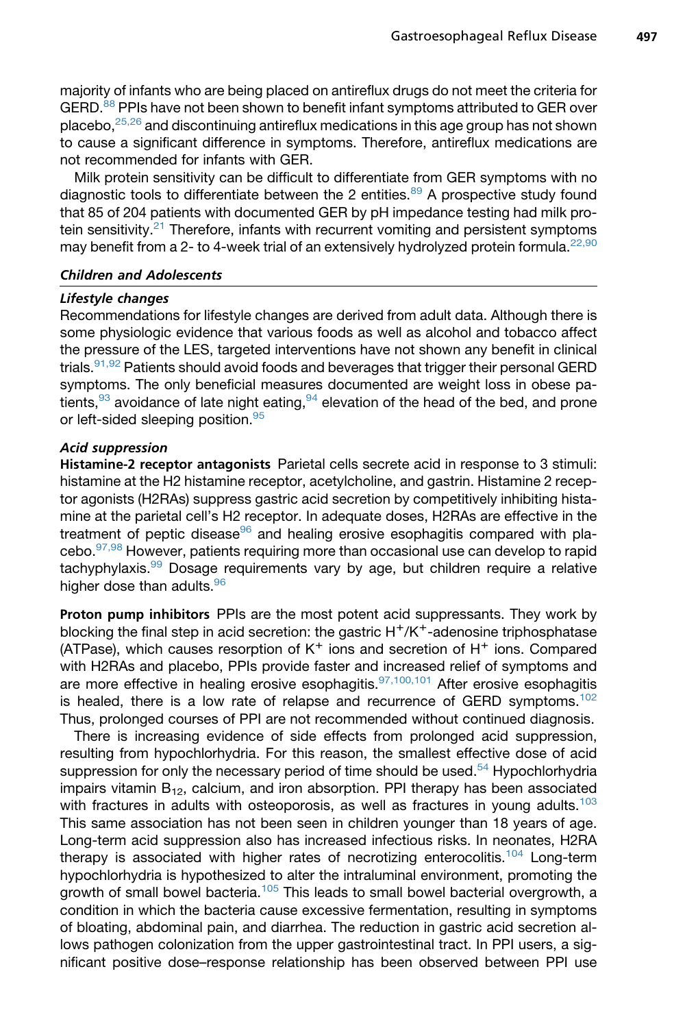majority of infants who are being placed on antireflux drugs do not meet the criteria for GERD.[88] PPIs have not been shown to benefit infant symptoms attributed to GER over placebo,[25,26] and discontinuing antireflux medications in this age group has not shown to cause a significant difference in symptoms. Therefore, antireflux medications are not recommended for infants with GER.

Milk protein sensitivity can be difficult to differentiate from GER symptoms with no diagnostic tools to differentiate between the 2 entities.[89] A prospective study found that 85 of 204 patients with documented GER by pH impedance testing had milk protein sensitivity.[21] Therefore, infants with recurrent vomiting and persistent symptoms may benefit from a 2- to 4-week trial of an extensively hydrolyzed protein formula.[22,90]

### *Children and Adolescents*

#### *Lifestyle changes*

Recommendations for lifestyle changes are derived from adult data. Although there is some physiologic evidence that various foods as well as alcohol and tobacco affect the pressure of the LES, targeted interventions have not shown any benefit in clinical trials.[91,92] Patients should avoid foods and beverages that trigger their personal GERD symptoms. The only beneficial measures documented are weight loss in obese patients,[93] avoidance of late night eating,[94] elevation of the head of the bed, and prone or left-sided sleeping position.[95]

#### *Acid suppression*

**Histamine-2 receptor antagonists** Parietal cells secrete acid in response to 3 stimuli: histamine at the H2 histamine receptor, acetylcholine, and gastrin. Histamine 2 receptor agonists (H2RAs) suppress gastric acid secretion by competitively inhibiting histamine at the parietal cell's H2 receptor. In adequate doses, H2RAs are effective in the treatment of peptic disease[96] and healing erosive esophagitis compared with placebo.[97,98] However, patients requiring more than occasional use can develop to rapid tachyphylaxis.[99] Dosage requirements vary by age, but children require a relative higher dose than adults.[96]

**Proton pump inhibitors** PPIs are the most potent acid suppressants. They work by blocking the final step in acid secretion: the gastric $H^+/K^+$-adenosine triphosphatase (ATPase), which causes resorption of $K^+$ ions and secretion of $H^+$ ions. Compared with H2RAs and placebo, PPIs provide faster and increased relief of symptoms and are more effective in healing erosive esophagitis.[97,100,101] After erosive esophagitis is healed, there is a low rate of relapse and recurrence of GERD symptoms.[102] Thus, prolonged courses of PPI are not recommended without continued diagnosis.

There is increasing evidence of side effects from prolonged acid suppression, resulting from hypochlorhydria. For this reason, the smallest effective dose of acid suppression for only the necessary period of time should be used.[54] Hypochlorhydria impairs vitamin $B_{12}$, calcium, and iron absorption. PPI therapy has been associated with fractures in adults with osteoporosis, as well as fractures in young adults.[103] This same association has not been seen in children younger than 18 years of age. Long-term acid suppression also has increased infectious risks. In neonates, H2RA therapy is associated with higher rates of necrotizing enterocolitis.[104] Long-term hypochlorhydria is hypothesized to alter the intraluminal environment, promoting the growth of small bowel bacteria.[105] This leads to small bowel bacterial overgrowth, a condition in which the bacteria cause excessive fermentation, resulting in symptoms of bloating, abdominal pain, and diarrhea. The reduction in gastric acid secretion allows pathogen colonization from the upper gastrointestinal tract. In PPI users, a significant positive dose–response relationship has been observed between PPI use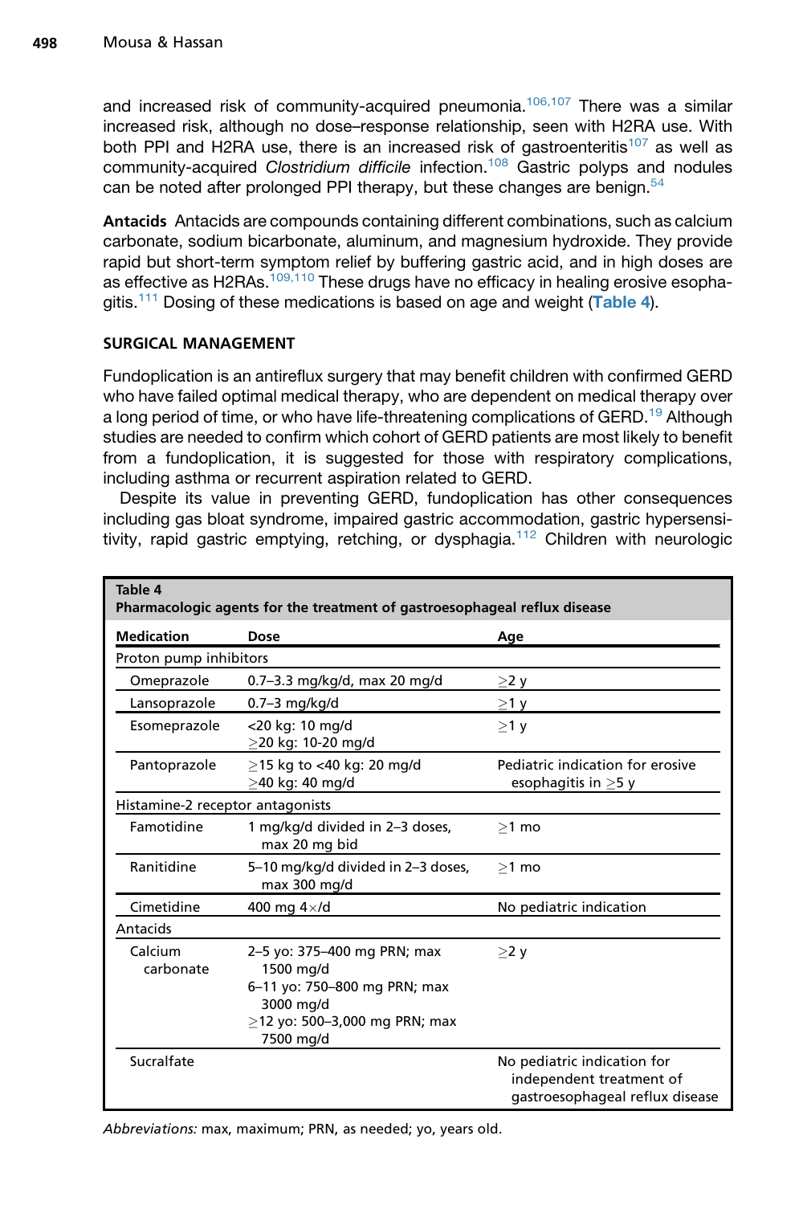and increased risk of community-acquired pneumonia.[106,107] There was a similar increased risk, although no dose–response relationship, seen with H2RA use. With both PPI and H2RA use, there is an increased risk of gastroenteritis[107] as well as community-acquired *Clostridium difficile* infection.[108] Gastric polyps and nodules can be noted after prolonged PPI therapy, but these changes are benign.[54]

**Antacids** Antacids are compounds containing different combinations, such as calcium carbonate, sodium bicarbonate, aluminum, and magnesium hydroxide. They provide rapid but short-term symptom relief by buffering gastric acid, and in high doses are as effective as H2RAs.[109,110] These drugs have no efficacy in healing erosive esophagitis.[111] Dosing of these medications is based on age and weight (Table 4).

## SURGICAL MANAGEMENT

Fundoplication is an antireflux surgery that may benefit children with confirmed GERD who have failed optimal medical therapy, who are dependent on medical therapy over a long period of time, or who have life-threatening complications of GERD.[19] Although studies are needed to confirm which cohort of GERD patients are most likely to benefit from a fundoplication, it is suggested for those with respiratory complications, including asthma or recurrent aspiration related to GERD.

Despite its value in preventing GERD, fundoplication has other consequences including gas bloat syndrome, impaired gastric accommodation, gastric hypersensitivity, rapid gastric emptying, retching, or dysphagia.[112] Children with neurologic

**Table 4**
**Pharmacologic agents for the treatment of gastroesophageal reflux disease**

| Medication | Dose | Age |
|---|---|---|
| Proton pump inhibitors | | |
| Omeprazole | 0.7–3.3 mg/kg/d, max 20 mg/d | ≥2 y |
| Lansoprazole | 0.7–3 mg/kg/d | ≥1 y |
| Esomeprazole | <20 kg: 10 mg/d<br>≥20 kg: 10-20 mg/d | ≥1 y |
| Pantoprazole | ≥15 kg to <40 kg: 20 mg/d<br>≥40 kg: 40 mg/d | Pediatric indication for erosive esophagitis in ≥5 y |
| Histamine-2 receptor antagonists | | |
| Famotidine | 1 mg/kg/d divided in 2–3 doses, max 20 mg bid | ≥1 mo |
| Ranitidine | 5–10 mg/kg/d divided in 2–3 doses, max 300 mg/d | ≥1 mo |
| Cimetidine | 400 mg 4×/d | No pediatric indication |
| Antacids | | |
| Calcium carbonate | 2–5 yo: 375–400 mg PRN; max 1500 mg/d<br>6–11 yo: 750–800 mg PRN; max 3000 mg/d<br>≥12 yo: 500–3,000 mg PRN; max 7500 mg/d | ≥2 y |
| Sucralfate | | No pediatric indication for independent treatment of gastroesophageal reflux disease |

*Abbreviations:* max, maximum; PRN, as needed; yo, years old.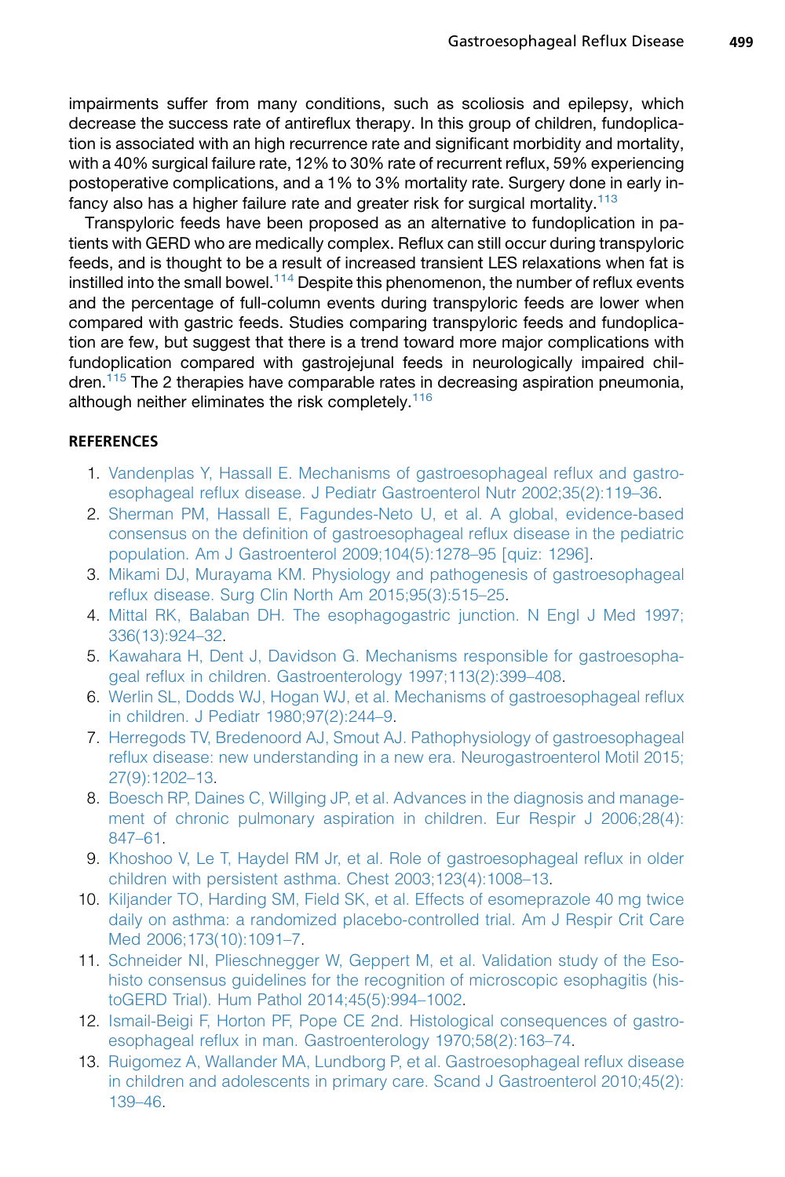impairments suffer from many conditions, such as scoliosis and epilepsy, which decrease the success rate of antireflux therapy. In this group of children, fundoplication is associated with an high recurrence rate and significant morbidity and mortality, with a 40% surgical failure rate, 12% to 30% rate of recurrent reflux, 59% experiencing postoperative complications, and a 1% to 3% mortality rate. Surgery done in early infancy also has a higher failure rate and greater risk for surgical mortality.[113]

Transpyloric feeds have been proposed as an alternative to fundoplication in patients with GERD who are medically complex. Reflux can still occur during transpyloric feeds, and is thought to be a result of increased transient LES relaxations when fat is instilled into the small bowel.[114] Despite this phenomenon, the number of reflux events and the percentage of full-column events during transpyloric feeds are lower when compared with gastric feeds. Studies comparing transpyloric feeds and fundoplication are few, but suggest that there is a trend toward more major complications with fundoplication compared with gastrojejunal feeds in neurologically impaired children.[115] The 2 therapies have comparable rates in decreasing aspiration pneumonia, although neither eliminates the risk completely.[116]

## REFERENCES

1. Vandenplas Y, Hassall E. Mechanisms of gastroesophageal reflux and gastroesophageal reflux disease. J Pediatr Gastroenterol Nutr 2002;35(2):119–36.
2. Sherman PM, Hassall E, Fagundes-Neto U, et al. A global, evidence-based consensus on the definition of gastroesophageal reflux disease in the pediatric population. Am J Gastroenterol 2009;104(5):1278–95 [quiz: 1296].
3. Mikami DJ, Murayama KM. Physiology and pathogenesis of gastroesophageal reflux disease. Surg Clin North Am 2015;95(3):515–25.
4. Mittal RK, Balaban DH. The esophagogastric junction. N Engl J Med 1997;336(13):924–32.
5. Kawahara H, Dent J, Davidson G. Mechanisms responsible for gastroesophageal reflux in children. Gastroenterology 1997;113(2):399–408.
6. Werlin SL, Dodds WJ, Hogan WJ, et al. Mechanisms of gastroesophageal reflux in children. J Pediatr 1980;97(2):244–9.
7. Herregods TV, Bredenoord AJ, Smout AJ. Pathophysiology of gastroesophageal reflux disease: new understanding in a new era. Neurogastroenterol Motil 2015;27(9):1202–13.
8. Boesch RP, Daines C, Willging JP, et al. Advances in the diagnosis and management of chronic pulmonary aspiration in children. Eur Respir J 2006;28(4):847–61.
9. Khoshoo V, Le T, Haydel RM Jr, et al. Role of gastroesophageal reflux in older children with persistent asthma. Chest 2003;123(4):1008–13.
10. Kiljander TO, Harding SM, Field SK, et al. Effects of esomeprazole 40 mg twice daily on asthma: a randomized placebo-controlled trial. Am J Respir Crit Care Med 2006;173(10):1091–7.
11. Schneider NI, Plieschnegger W, Geppert M, et al. Validation study of the Esohisto consensus guidelines for the recognition of microscopic esophagitis (histoGERD Trial). Hum Pathol 2014;45(5):994–1002.
12. Ismail-Beigi F, Horton PF, Pope CE 2nd. Histological consequences of gastroesophageal reflux in man. Gastroenterology 1970;58(2):163–74.
13. Ruigomez A, Wallander MA, Lundborg P, et al. Gastroesophageal reflux disease in children and adolescents in primary care. Scand J Gastroenterol 2010;45(2):139–46.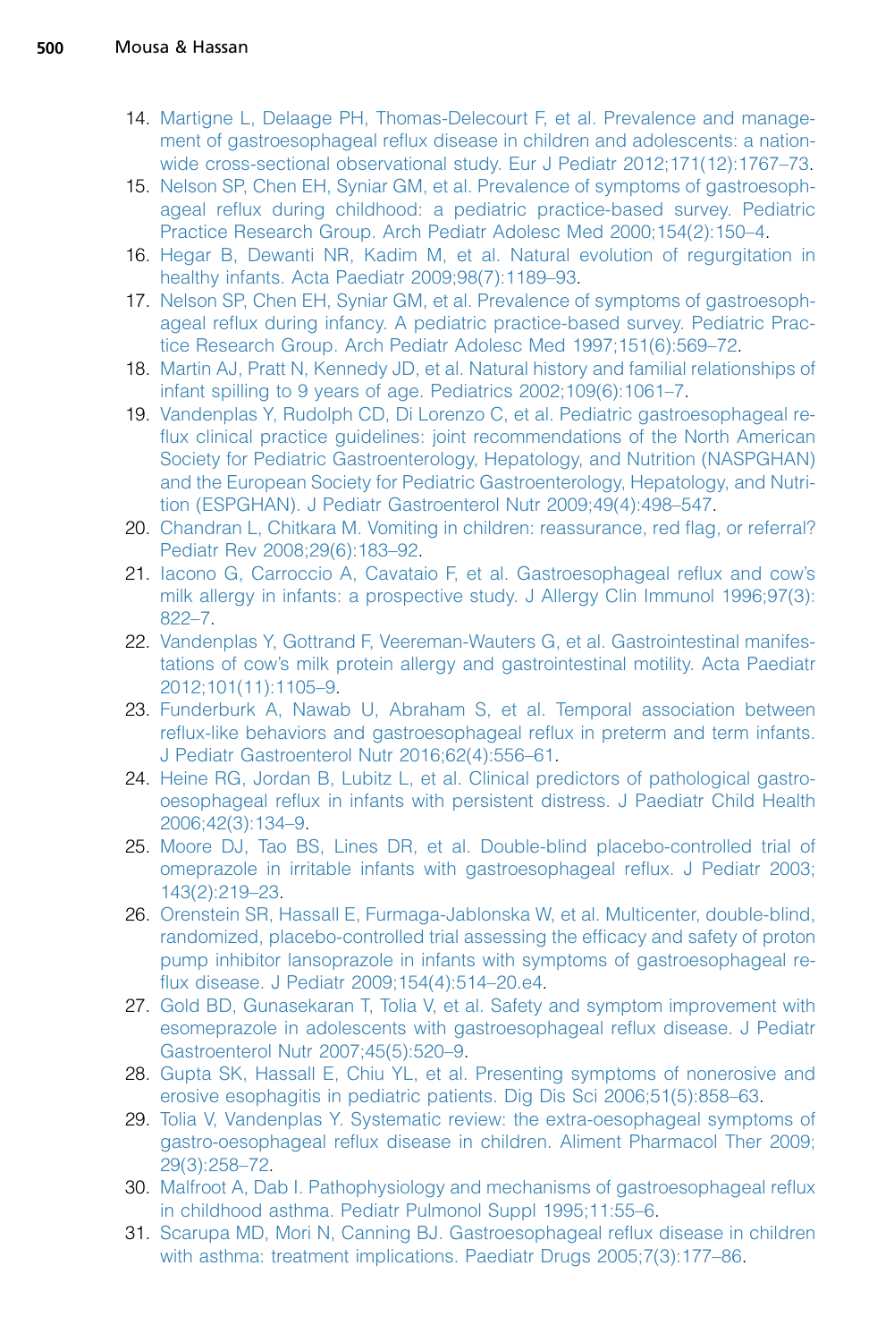14. Martigne L, Delaage PH, Thomas-Delecourt F, et al. Prevalence and management of gastroesophageal reflux disease in children and adolescents: a nationwide cross-sectional observational study. Eur J Pediatr 2012;171(12):1767–73.
15. Nelson SP, Chen EH, Syniar GM, et al. Prevalence of symptoms of gastroesophageal reflux during childhood: a pediatric practice-based survey. Pediatric Practice Research Group. Arch Pediatr Adolesc Med 2000;154(2):150–4.
16. Hegar B, Dewanti NR, Kadim M, et al. Natural evolution of regurgitation in healthy infants. Acta Paediatr 2009;98(7):1189–93.
17. Nelson SP, Chen EH, Syniar GM, et al. Prevalence of symptoms of gastroesophageal reflux during infancy. A pediatric practice-based survey. Pediatric Practice Research Group. Arch Pediatr Adolesc Med 1997;151(6):569–72.
18. Martin AJ, Pratt N, Kennedy JD, et al. Natural history and familial relationships of infant spilling to 9 years of age. Pediatrics 2002;109(6):1061–7.
19. Vandenplas Y, Rudolph CD, Di Lorenzo C, et al. Pediatric gastroesophageal reflux clinical practice guidelines: joint recommendations of the North American Society for Pediatric Gastroenterology, Hepatology, and Nutrition (NASPGHAN) and the European Society for Pediatric Gastroenterology, Hepatology, and Nutrition (ESPGHAN). J Pediatr Gastroenterol Nutr 2009;49(4):498–547.
20. Chandran L, Chitkara M. Vomiting in children: reassurance, red flag, or referral? Pediatr Rev 2008;29(6):183–92.
21. Iacono G, Carroccio A, Cavataio F, et al. Gastroesophageal reflux and cow's milk allergy in infants: a prospective study. J Allergy Clin Immunol 1996;97(3):822–7.
22. Vandenplas Y, Gottrand F, Veereman-Wauters G, et al. Gastrointestinal manifestations of cow's milk protein allergy and gastrointestinal motility. Acta Paediatr 2012;101(11):1105–9.
23. Funderburk A, Nawab U, Abraham S, et al. Temporal association between reflux-like behaviors and gastroesophageal reflux in preterm and term infants. J Pediatr Gastroenterol Nutr 2016;62(4):556–61.
24. Heine RG, Jordan B, Lubitz L, et al. Clinical predictors of pathological gastro-oesophageal reflux in infants with persistent distress. J Paediatr Child Health 2006;42(3):134–9.
25. Moore DJ, Tao BS, Lines DR, et al. Double-blind placebo-controlled trial of omeprazole in irritable infants with gastroesophageal reflux. J Pediatr 2003;143(2):219–23.
26. Orenstein SR, Hassall E, Furmaga-Jablonska W, et al. Multicenter, double-blind, randomized, placebo-controlled trial assessing the efficacy and safety of proton pump inhibitor lansoprazole in infants with symptoms of gastroesophageal reflux disease. J Pediatr 2009;154(4):514–20.e4.
27. Gold BD, Gunasekaran T, Tolia V, et al. Safety and symptom improvement with esomeprazole in adolescents with gastroesophageal reflux disease. J Pediatr Gastroenterol Nutr 2007;45(5):520–9.
28. Gupta SK, Hassall E, Chiu YL, et al. Presenting symptoms of nonerosive and erosive esophagitis in pediatric patients. Dig Dis Sci 2006;51(5):858–63.
29. Tolia V, Vandenplas Y. Systematic review: the extra-oesophageal symptoms of gastro-oesophageal reflux disease in children. Aliment Pharmacol Ther 2009;29(3):258–72.
30. Malfroot A, Dab I. Pathophysiology and mechanisms of gastroesophageal reflux in childhood asthma. Pediatr Pulmonol Suppl 1995;11:55–6.
31. Scarupa MD, Mori N, Canning BJ. Gastroesophageal reflux disease in children with asthma: treatment implications. Paediatr Drugs 2005;7(3):177–86.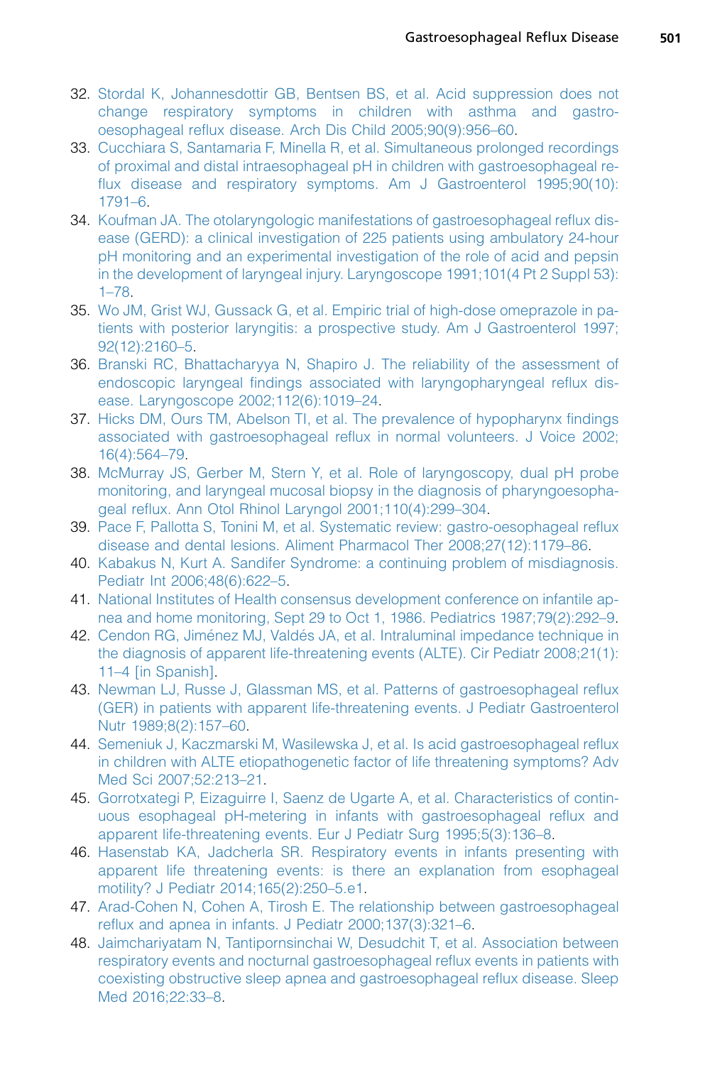32. Stordal K, Johannesdottir GB, Bentsen BS, et al. Acid suppression does not change respiratory symptoms in children with asthma and gastro-oesophageal reflux disease. Arch Dis Child 2005;90(9):956–60.
33. Cucchiara S, Santamaria F, Minella R, et al. Simultaneous prolonged recordings of proximal and distal intraesophageal pH in children with gastroesophageal reflux disease and respiratory symptoms. Am J Gastroenterol 1995;90(10):1791–6.
34. Koufman JA. The otolaryngologic manifestations of gastroesophageal reflux disease (GERD): a clinical investigation of 225 patients using ambulatory 24-hour pH monitoring and an experimental investigation of the role of acid and pepsin in the development of laryngeal injury. Laryngoscope 1991;101(4 Pt 2 Suppl 53):1–78.
35. Wo JM, Grist WJ, Gussack G, et al. Empiric trial of high-dose omeprazole in patients with posterior laryngitis: a prospective study. Am J Gastroenterol 1997;92(12):2160–5.
36. Branski RC, Bhattacharyya N, Shapiro J. The reliability of the assessment of endoscopic laryngeal findings associated with laryngopharyngeal reflux disease. Laryngoscope 2002;112(6):1019–24.
37. Hicks DM, Ours TM, Abelson TI, et al. The prevalence of hypopharynx findings associated with gastroesophageal reflux in normal volunteers. J Voice 2002;16(4):564–79.
38. McMurray JS, Gerber M, Stern Y, et al. Role of laryngoscopy, dual pH probe monitoring, and laryngeal mucosal biopsy in the diagnosis of pharyngoesophageal reflux. Ann Otol Rhinol Laryngol 2001;110(4):299–304.
39. Pace F, Pallotta S, Tonini M, et al. Systematic review: gastro-oesophageal reflux disease and dental lesions. Aliment Pharmacol Ther 2008;27(12):1179–86.
40. Kabakus N, Kurt A. Sandifer Syndrome: a continuing problem of misdiagnosis. Pediatr Int 2006;48(6):622–5.
41. National Institutes of Health consensus development conference on infantile apnea and home monitoring, Sept 29 to Oct 1, 1986. Pediatrics 1987;79(2):292–9.
42. Cendon RG, Jiménez MJ, Valdés JA, et al. Intraluminal impedance technique in the diagnosis of apparent life-threatening events (ALTE). Cir Pediatr 2008;21(1):11–4 [in Spanish].
43. Newman LJ, Russe J, Glassman MS, et al. Patterns of gastroesophageal reflux (GER) in patients with apparent life-threatening events. J Pediatr Gastroenterol Nutr 1989;8(2):157–60.
44. Semeniuk J, Kaczmarski M, Wasilewska J, et al. Is acid gastroesophageal reflux in children with ALTE etiopathogenetic factor of life threatening symptoms? Adv Med Sci 2007;52:213–21.
45. Gorrotxategi P, Eizaguirre I, Saenz de Ugarte A, et al. Characteristics of continuous esophageal pH-metering in infants with gastroesophageal reflux and apparent life-threatening events. Eur J Pediatr Surg 1995;5(3):136–8.
46. Hasenstab KA, Jadcherla SR. Respiratory events in infants presenting with apparent life threatening events: is there an explanation from esophageal motility? J Pediatr 2014;165(2):250–5.e1.
47. Arad-Cohen N, Cohen A, Tirosh E. The relationship between gastroesophageal reflux and apnea in infants. J Pediatr 2000;137(3):321–6.
48. Jaimchariyatam N, Tantipornsinchai W, Desudchit T, et al. Association between respiratory events and nocturnal gastroesophageal reflux events in patients with coexisting obstructive sleep apnea and gastroesophageal reflux disease. Sleep Med 2016;22:33–8.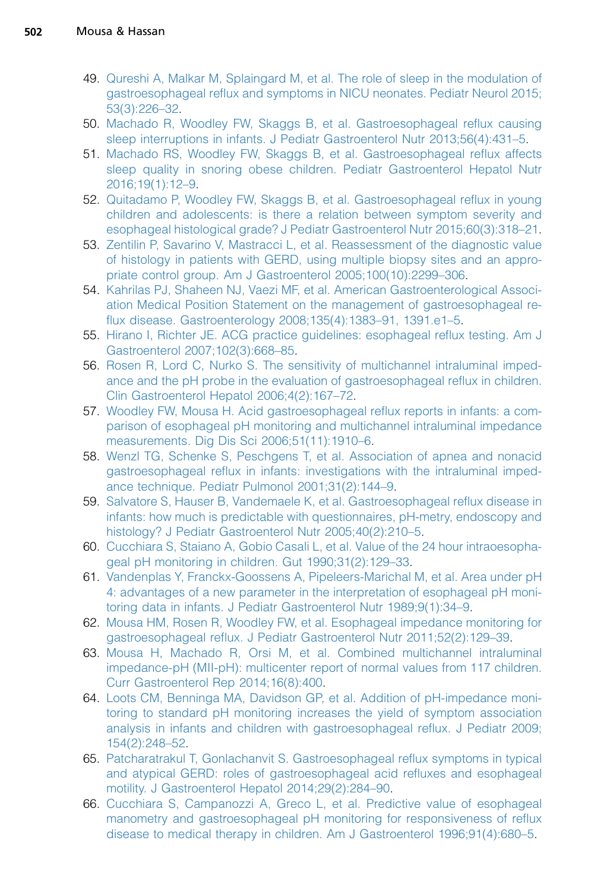49. Qureshi A, Malkar M, Splaingard M, et al. The role of sleep in the modulation of gastroesophageal reflux and symptoms in NICU neonates. Pediatr Neurol 2015; 53(3):226–32.
50. Machado R, Woodley FW, Skaggs B, et al. Gastroesophageal reflux causing sleep interruptions in infants. J Pediatr Gastroenterol Nutr 2013;56(4):431–5.
51. Machado RS, Woodley FW, Skaggs B, et al. Gastroesophageal reflux affects sleep quality in snoring obese children. Pediatr Gastroenterol Hepatol Nutr 2016;19(1):12–9.
52. Quitadamo P, Woodley FW, Skaggs B, et al. Gastroesophageal reflux in young children and adolescents: is there a relation between symptom severity and esophageal histological grade? J Pediatr Gastroenterol Nutr 2015;60(3):318–21.
53. Zentilin P, Savarino V, Mastracci L, et al. Reassessment of the diagnostic value of histology in patients with GERD, using multiple biopsy sites and an appropriate control group. Am J Gastroenterol 2005;100(10):2299–306.
54. Kahrilas PJ, Shaheen NJ, Vaezi MF, et al. American Gastroenterological Association Medical Position Statement on the management of gastroesophageal reflux disease. Gastroenterology 2008;135(4):1383–91, 1391.e1–5.
55. Hirano I, Richter JE. ACG practice guidelines: esophageal reflux testing. Am J Gastroenterol 2007;102(3):668–85.
56. Rosen R, Lord C, Nurko S. The sensitivity of multichannel intraluminal impedance and the pH probe in the evaluation of gastroesophageal reflux in children. Clin Gastroenterol Hepatol 2006;4(2):167–72.
57. Woodley FW, Mousa H. Acid gastroesophageal reflux reports in infants: a comparison of esophageal pH monitoring and multichannel intraluminal impedance measurements. Dig Dis Sci 2006;51(11):1910–6.
58. Wenzl TG, Schenke S, Peschgens T, et al. Association of apnea and nonacid gastroesophageal reflux in infants: investigations with the intraluminal impedance technique. Pediatr Pulmonol 2001;31(2):144–9.
59. Salvatore S, Hauser B, Vandemaele K, et al. Gastroesophageal reflux disease in infants: how much is predictable with questionnaires, pH-metry, endoscopy and histology? J Pediatr Gastroenterol Nutr 2005;40(2):210–5.
60. Cucchiara S, Staiano A, Gobio Casali L, et al. Value of the 24 hour intraoesophageal pH monitoring in children. Gut 1990;31(2):129–33.
61. Vandenplas Y, Franckx-Goossens A, Pipeleers-Marichal M, et al. Area under pH 4: advantages of a new parameter in the interpretation of esophageal pH monitoring data in infants. J Pediatr Gastroenterol Nutr 1989;9(1):34–9.
62. Mousa HM, Rosen R, Woodley FW, et al. Esophageal impedance monitoring for gastroesophageal reflux. J Pediatr Gastroenterol Nutr 2011;52(2):129–39.
63. Mousa H, Machado R, Orsi M, et al. Combined multichannel intraluminal impedance-pH (MII-pH): multicenter report of normal values from 117 children. Curr Gastroenterol Rep 2014;16(8):400.
64. Loots CM, Benninga MA, Davidson GP, et al. Addition of pH-impedance monitoring to standard pH monitoring increases the yield of symptom association analysis in infants and children with gastroesophageal reflux. J Pediatr 2009; 154(2):248–52.
65. Patcharatrakul T, Gonlachanvit S. Gastroesophageal reflux symptoms in typical and atypical GERD: roles of gastroesophageal acid refluxes and esophageal motility. J Gastroenterol Hepatol 2014;29(2):284–90.
66. Cucchiara S, Campanozzi A, Greco L, et al. Predictive value of esophageal manometry and gastroesophageal pH monitoring for responsiveness of reflux disease to medical therapy in children. Am J Gastroenterol 1996;91(4):680–5.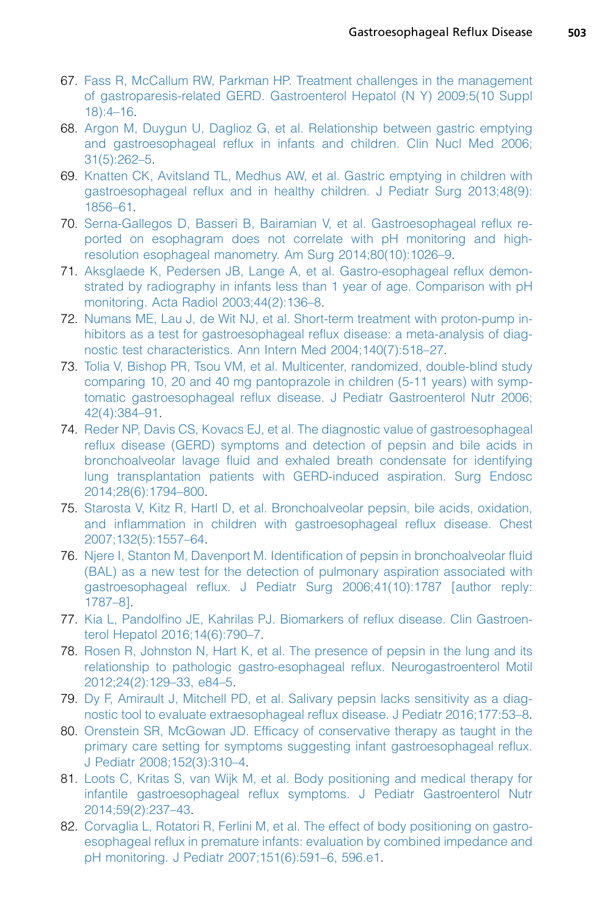67. Fass R, McCallum RW, Parkman HP. Treatment challenges in the management of gastroparesis-related GERD. Gastroenterol Hepatol (N Y) 2009;5(10 Suppl 18):4–16.
68. Argon M, Duygun U, Daglioz G, et al. Relationship between gastric emptying and gastroesophageal reflux in infants and children. Clin Nucl Med 2006; 31(5):262–5.
69. Knatten CK, Avitsland TL, Medhus AW, et al. Gastric emptying in children with gastroesophageal reflux and in healthy children. J Pediatr Surg 2013;48(9): 1856–61.
70. Serna-Gallegos D, Basseri B, Bairamian V, et al. Gastroesophageal reflux reported on esophagram does not correlate with pH monitoring and high-resolution esophageal manometry. Am Surg 2014;80(10):1026–9.
71. Aksglaede K, Pedersen JB, Lange A, et al. Gastro-esophageal reflux demonstrated by radiography in infants less than 1 year of age. Comparison with pH monitoring. Acta Radiol 2003;44(2):136–8.
72. Numans ME, Lau J, de Wit NJ, et al. Short-term treatment with proton-pump inhibitors as a test for gastroesophageal reflux disease: a meta-analysis of diagnostic test characteristics. Ann Intern Med 2004;140(7):518–27.
73. Tolia V, Bishop PR, Tsou VM, et al. Multicenter, randomized, double-blind study comparing 10, 20 and 40 mg pantoprazole in children (5-11 years) with symptomatic gastroesophageal reflux disease. J Pediatr Gastroenterol Nutr 2006; 42(4):384–91.
74. Reder NP, Davis CS, Kovacs EJ, et al. The diagnostic value of gastroesophageal reflux disease (GERD) symptoms and detection of pepsin and bile acids in bronchoalveolar lavage fluid and exhaled breath condensate for identifying lung transplantation patients with GERD-induced aspiration. Surg Endosc 2014;28(6):1794–800.
75. Starosta V, Kitz R, Hartl D, et al. Bronchoalveolar pepsin, bile acids, oxidation, and inflammation in children with gastroesophageal reflux disease. Chest 2007;132(5):1557–64.
76. Njere I, Stanton M, Davenport M. Identification of pepsin in bronchoalveolar fluid (BAL) as a new test for the detection of pulmonary aspiration associated with gastroesophageal reflux. J Pediatr Surg 2006;41(10):1787 [author reply: 1787–8].
77. Kia L, Pandolfino JE, Kahrilas PJ. Biomarkers of reflux disease. Clin Gastroenterol Hepatol 2016;14(6):790–7.
78. Rosen R, Johnston N, Hart K, et al. The presence of pepsin in the lung and its relationship to pathologic gastro-esophageal reflux. Neurogastroenterol Motil 2012;24(2):129–33, e84–5.
79. Dy F, Amirault J, Mitchell PD, et al. Salivary pepsin lacks sensitivity as a diagnostic tool to evaluate extraesophageal reflux disease. J Pediatr 2016;177:53–8.
80. Orenstein SR, McGowan JD. Efficacy of conservative therapy as taught in the primary care setting for symptoms suggesting infant gastroesophageal reflux. J Pediatr 2008;152(3):310–4.
81. Loots C, Kritas S, van Wijk M, et al. Body positioning and medical therapy for infantile gastroesophageal reflux symptoms. J Pediatr Gastroenterol Nutr 2014;59(2):237–43.
82. Corvaglia L, Rotatori R, Ferlini M, et al. The effect of body positioning on gastroesophageal reflux in premature infants: evaluation by combined impedance and pH monitoring. J Pediatr 2007;151(6):591–6, 596.e1.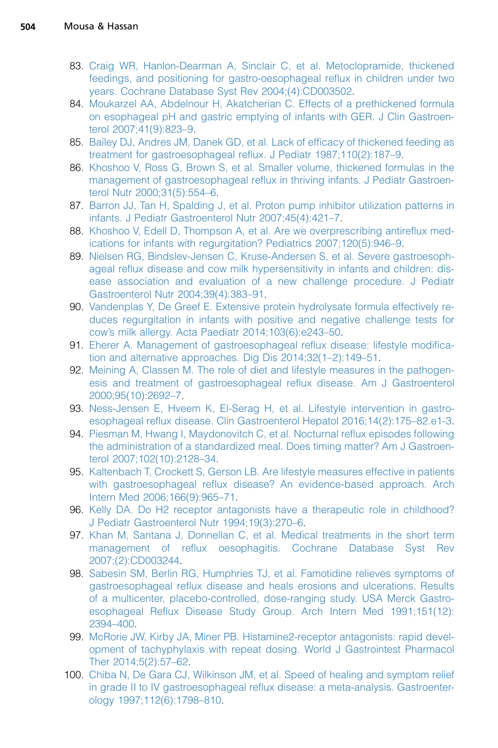83. Craig WR, Hanlon-Dearman A, Sinclair C, et al. Metoclopramide, thickened feedings, and positioning for gastro-oesophageal reflux in children under two years. Cochrane Database Syst Rev 2004;(4):CD003502.
84. Moukarzel AA, Abdelnour H, Akatcherian C. Effects of a prethickened formula on esophageal pH and gastric emptying of infants with GER. J Clin Gastroenterol 2007;41(9):823–9.
85. Bailey DJ, Andres JM, Danek GD, et al. Lack of efficacy of thickened feeding as treatment for gastroesophageal reflux. J Pediatr 1987;110(2):187–9.
86. Khoshoo V, Ross G, Brown S, et al. Smaller volume, thickened formulas in the management of gastroesophageal reflux in thriving infants. J Pediatr Gastroenterol Nutr 2000;31(5):554–6.
87. Barron JJ, Tan H, Spalding J, et al. Proton pump inhibitor utilization patterns in infants. J Pediatr Gastroenterol Nutr 2007;45(4):421–7.
88. Khoshoo V, Edell D, Thompson A, et al. Are we overprescribing antireflux medications for infants with regurgitation? Pediatrics 2007;120(5):946–9.
89. Nielsen RG, Bindslev-Jensen C, Kruse-Andersen S, et al. Severe gastroesophageal reflux disease and cow milk hypersensitivity in infants and children: disease association and evaluation of a new challenge procedure. J Pediatr Gastroenterol Nutr 2004;39(4):383–91.
90. Vandenplas Y, De Greef E. Extensive protein hydrolysate formula effectively reduces regurgitation in infants with positive and negative challenge tests for cow's milk allergy. Acta Paediatr 2014;103(6):e243–50.
91. Eherer A. Management of gastroesophageal reflux disease: lifestyle modification and alternative approaches. Dig Dis 2014;32(1–2):149–51.
92. Meining A, Classen M. The role of diet and lifestyle measures in the pathogenesis and treatment of gastroesophageal reflux disease. Am J Gastroenterol 2000;95(10):2692–7.
93. Ness-Jensen E, Hveem K, El-Serag H, et al. Lifestyle intervention in gastroesophageal reflux disease. Clin Gastroenterol Hepatol 2016;14(2):175–82.e1-3.
94. Piesman M, Hwang I, Maydonovitch C, et al. Nocturnal reflux episodes following the administration of a standardized meal. Does timing matter? Am J Gastroenterol 2007;102(10):2128–34.
95. Kaltenbach T, Crockett S, Gerson LB. Are lifestyle measures effective in patients with gastroesophageal reflux disease? An evidence-based approach. Arch Intern Med 2006;166(9):965–71.
96. Kelly DA. Do H2 receptor antagonists have a therapeutic role in childhood? J Pediatr Gastroenterol Nutr 1994;19(3):270–6.
97. Khan M, Santana J, Donnellan C, et al. Medical treatments in the short term management of reflux oesophagitis. Cochrane Database Syst Rev 2007;(2):CD003244.
98. Sabesin SM, Berlin RG, Humphries TJ, et al. Famotidine relieves symptoms of gastroesophageal reflux disease and heals erosions and ulcerations. Results of a multicenter, placebo-controlled, dose-ranging study. USA Merck Gastroesophageal Reflux Disease Study Group. Arch Intern Med 1991;151(12):2394–400.
99. McRorie JW, Kirby JA, Miner PB. Histamine2-receptor antagonists: rapid development of tachyphylaxis with repeat dosing. World J Gastrointest Pharmacol Ther 2014;5(2):57–62.
100. Chiba N, De Gara CJ, Wilkinson JM, et al. Speed of healing and symptom relief in grade II to IV gastroesophageal reflux disease: a meta-analysis. Gastroenterology 1997;112(6):1798–810.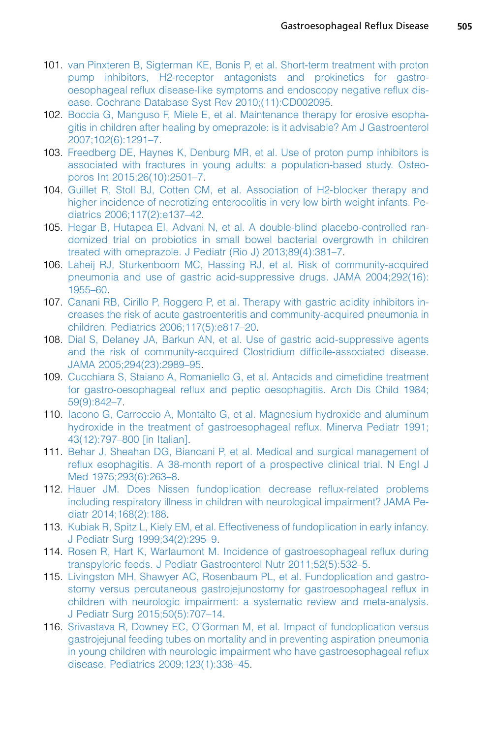101. van Pinxteren B, Sigterman KE, Bonis P, et al. Short-term treatment with proton pump inhibitors, H2-receptor antagonists and prokinetics for gastro-oesophageal reflux disease-like symptoms and endoscopy negative reflux disease. Cochrane Database Syst Rev 2010;(11):CD002095.
102. Boccia G, Manguso F, Miele E, et al. Maintenance therapy for erosive esophagitis in children after healing by omeprazole: is it advisable? Am J Gastroenterol 2007;102(6):1291–7.
103. Freedberg DE, Haynes K, Denburg MR, et al. Use of proton pump inhibitors is associated with fractures in young adults: a population-based study. Osteoporos Int 2015;26(10):2501–7.
104. Guillet R, Stoll BJ, Cotten CM, et al. Association of H2-blocker therapy and higher incidence of necrotizing enterocolitis in very low birth weight infants. Pediatrics 2006;117(2):e137–42.
105. Hegar B, Hutapea EI, Advani N, et al. A double-blind placebo-controlled randomized trial on probiotics in small bowel bacterial overgrowth in children treated with omeprazole. J Pediatr (Rio J) 2013;89(4):381–7.
106. Laheij RJ, Sturkenboom MC, Hassing RJ, et al. Risk of community-acquired pneumonia and use of gastric acid-suppressive drugs. JAMA 2004;292(16):1955–60.
107. Canani RB, Cirillo P, Roggero P, et al. Therapy with gastric acidity inhibitors increases the risk of acute gastroenteritis and community-acquired pneumonia in children. Pediatrics 2006;117(5):e817–20.
108. Dial S, Delaney JA, Barkun AN, et al. Use of gastric acid-suppressive agents and the risk of community-acquired Clostridium difficile-associated disease. JAMA 2005;294(23):2989–95.
109. Cucchiara S, Staiano A, Romaniello G, et al. Antacids and cimetidine treatment for gastro-oesophageal reflux and peptic oesophagitis. Arch Dis Child 1984;59(9):842–7.
110. Iacono G, Carroccio A, Montalto G, et al. Magnesium hydroxide and aluminum hydroxide in the treatment of gastroesophageal reflux. Minerva Pediatr 1991;43(12):797–800 [in Italian].
111. Behar J, Sheahan DG, Biancani P, et al. Medical and surgical management of reflux esophagitis. A 38-month report of a prospective clinical trial. N Engl J Med 1975;293(6):263–8.
112. Hauer JM. Does Nissen fundoplication decrease reflux-related problems including respiratory illness in children with neurological impairment? JAMA Pediatr 2014;168(2):188.
113. Kubiak R, Spitz L, Kiely EM, et al. Effectiveness of fundoplication in early infancy. J Pediatr Surg 1999;34(2):295–9.
114. Rosen R, Hart K, Warlaumont M. Incidence of gastroesophageal reflux during transpyloric feeds. J Pediatr Gastroenterol Nutr 2011;52(5):532–5.
115. Livingston MH, Shawyer AC, Rosenbaum PL, et al. Fundoplication and gastrostomy versus percutaneous gastrojejunostomy for gastroesophageal reflux in children with neurologic impairment: a systematic review and meta-analysis. J Pediatr Surg 2015;50(5):707–14.
116. Srivastava R, Downey EC, O'Gorman M, et al. Impact of fundoplication versus gastrojejunal feeding tubes on mortality and in preventing aspiration pneumonia in young children with neurologic impairment who have gastroesophageal reflux disease. Pediatrics 2009;123(1):338–45.